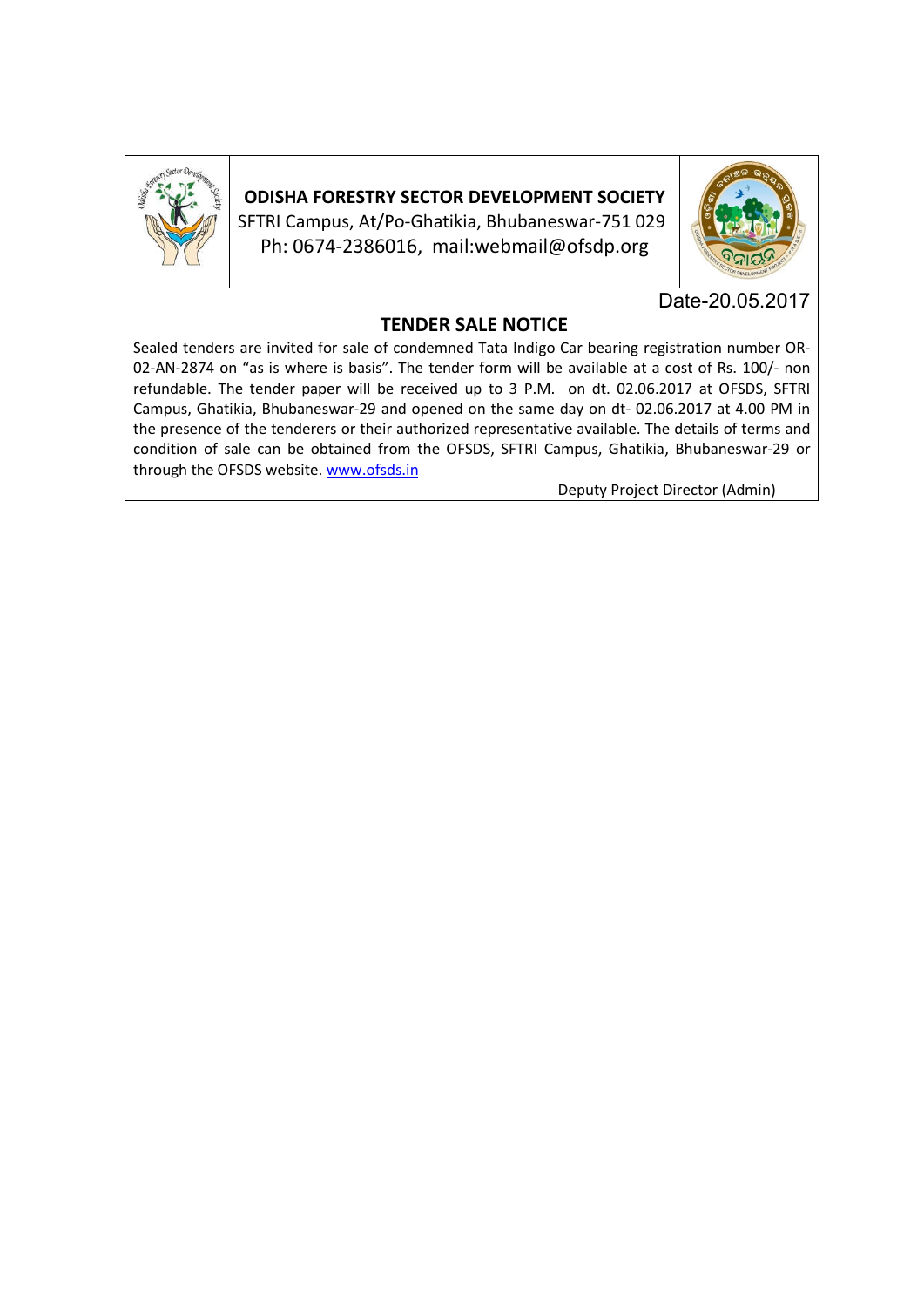**ODISHA FORESTRY SECTOR DEVELOPMENT SOCIETY**
SFTRI Campus, At/Po-Ghatikia, Bhubaneswar-751 029
Ph: 0674-2386016, mail:webmail@ofsdp.org

Date-20.05.2017

## TENDER SALE NOTICE

Sealed tenders are invited for sale of condemned Tata Indigo Car bearing registration number OR-02-AN-2874 on "as is where is basis". The tender form will be available at a cost of Rs. 100/- non refundable. The tender paper will be received up to 3 P.M. on dt. 02.06.2017 at OFSDS, SFTRI Campus, Ghatikia, Bhubaneswar-29 and opened on the same day on dt- 02.06.2017 at 4.00 PM in the presence of the tenderers or their authorized representative available. The details of terms and condition of sale can be obtained from the OFSDS, SFTRI Campus, Ghatikia, Bhubaneswar-29 or through the OFSDS website. [www.ofsds.in](http://www.ofsds.in)

Deputy Project Director (Admin)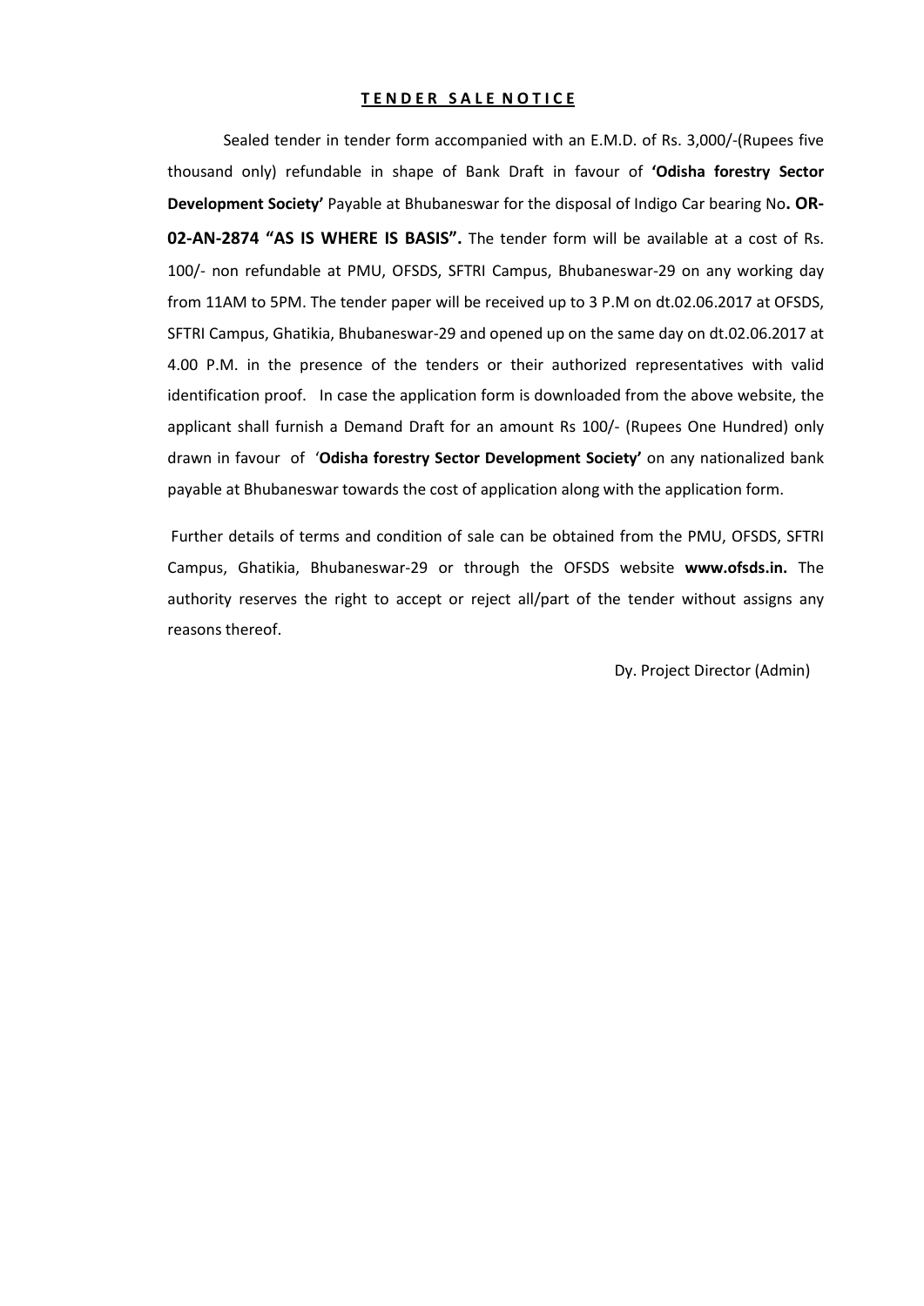## **TENDER SALE NOTICE**

Sealed tender in tender form accompanied with an E.M.D. of Rs. 3,000/-(Rupees five thousand only) refundable in shape of Bank Draft in favour of **'Odisha forestry Sector Development Society'** Payable at Bhubaneswar for the disposal of Indigo Car bearing No**. OR-02-AN-2874 "AS IS WHERE IS BASIS".** The tender form will be available at a cost of Rs. 100/- non refundable at PMU, OFSDS, SFTRI Campus, Bhubaneswar-29 on any working day from 11AM to 5PM. The tender paper will be received up to 3 P.M on dt.02.06.2017 at OFSDS, SFTRI Campus, Ghatikia, Bhubaneswar-29 and opened up on the same day on dt.02.06.2017 at 4.00 P.M. in the presence of the tenders or their authorized representatives with valid identification proof. In case the application form is downloaded from the above website, the applicant shall furnish a Demand Draft for an amount Rs 100/- (Rupees One Hundred) only drawn in favour of '**Odisha forestry Sector Development Society'** on any nationalized bank payable at Bhubaneswar towards the cost of application along with the application form.

Further details of terms and condition of sale can be obtained from the PMU, OFSDS, SFTRI Campus, Ghatikia, Bhubaneswar-29 or through the OFSDS website **www.ofsds.in.** The authority reserves the right to accept or reject all/part of the tender without assigns any reasons thereof.

Dy. Project Director (Admin)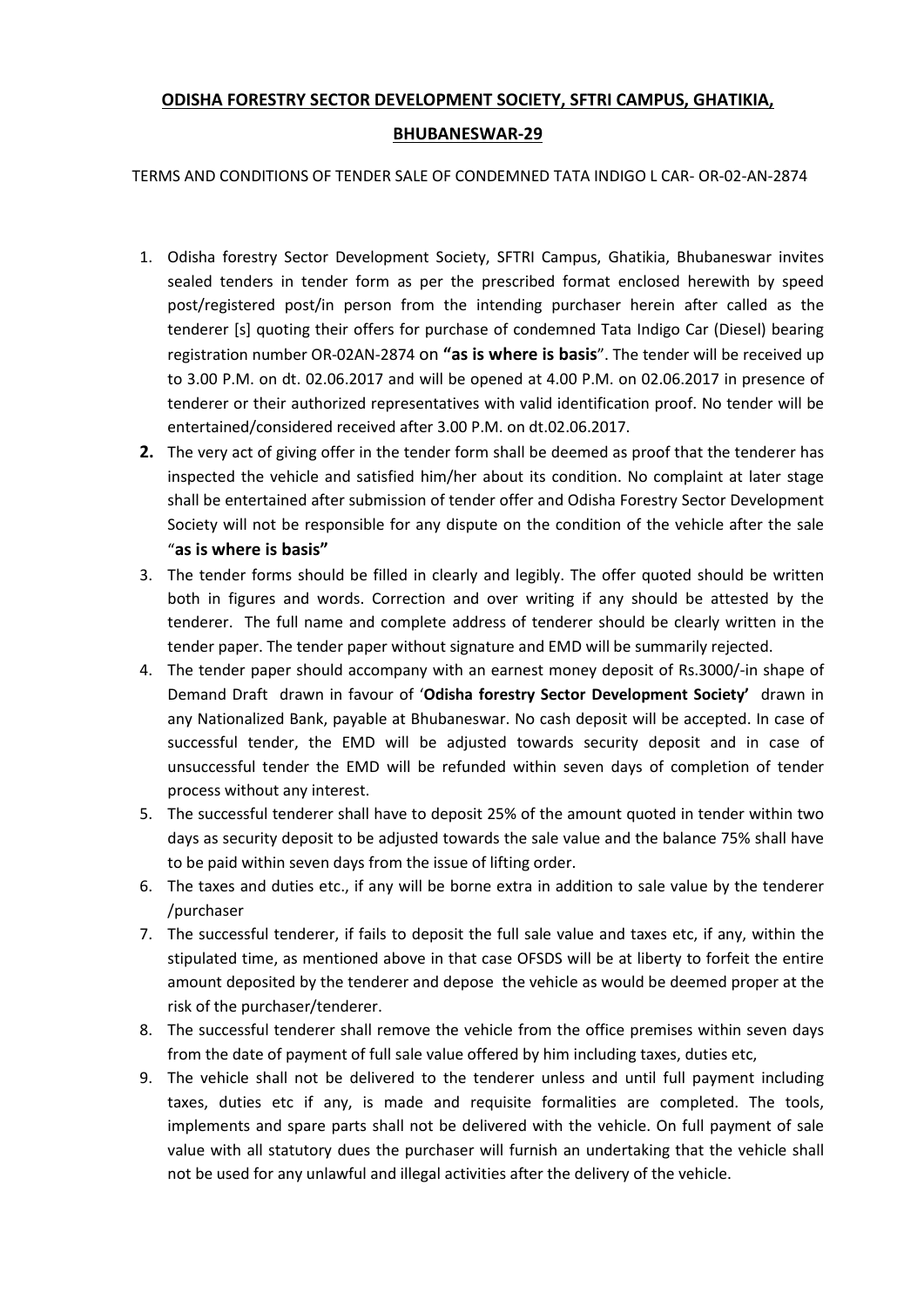**ODISHA FORESTRY SECTOR DEVELOPMENT SOCIETY, SFTRI CAMPUS, GHATIKIA, BHUBANESWAR-29**

TERMS AND CONDITIONS OF TENDER SALE OF CONDEMNED TATA INDIGO L CAR- OR-02-AN-2874

1. Odisha forestry Sector Development Society, SFTRI Campus, Ghatikia, Bhubaneswar invites sealed tenders in tender form as per the prescribed format enclosed herewith by speed post/registered post/in person from the intending purchaser herein after called as the tenderer [s] quoting their offers for purchase of condemned Tata Indigo Car (Diesel) bearing registration number OR-02AN-2874 on **"as is where is basis**". The tender will be received up to 3.00 P.M. on dt. 02.06.2017 and will be opened at 4.00 P.M. on 02.06.2017 in presence of tenderer or their authorized representatives with valid identification proof. No tender will be entertained/considered received after 3.00 P.M. on dt.02.06.2017.
2. The very act of giving offer in the tender form shall be deemed as proof that the tenderer has inspected the vehicle and satisfied him/her about its condition. No complaint at later stage shall be entertained after submission of tender offer and Odisha Forestry Sector Development Society will not be responsible for any dispute on the condition of the vehicle after the sale "**as is where is basis"**
3. The tender forms should be filled in clearly and legibly. The offer quoted should be written both in figures and words. Correction and over writing if any should be attested by the tenderer. The full name and complete address of tenderer should be clearly written in the tender paper. The tender paper without signature and EMD will be summarily rejected.
4. The tender paper should accompany with an earnest money deposit of Rs.3000/-in shape of Demand Draft drawn in favour of '**Odisha forestry Sector Development Society'** drawn in any Nationalized Bank, payable at Bhubaneswar. No cash deposit will be accepted. In case of successful tender, the EMD will be adjusted towards security deposit and in case of unsuccessful tender the EMD will be refunded within seven days of completion of tender process without any interest.
5. The successful tenderer shall have to deposit 25% of the amount quoted in tender within two days as security deposit to be adjusted towards the sale value and the balance 75% shall have to be paid within seven days from the issue of lifting order.
6. The taxes and duties etc., if any will be borne extra in addition to sale value by the tenderer /purchaser
7. The successful tenderer, if fails to deposit the full sale value and taxes etc, if any, within the stipulated time, as mentioned above in that case OFSDS will be at liberty to forfeit the entire amount deposited by the tenderer and depose the vehicle as would be deemed proper at the risk of the purchaser/tenderer.
8. The successful tenderer shall remove the vehicle from the office premises within seven days from the date of payment of full sale value offered by him including taxes, duties etc,
9. The vehicle shall not be delivered to the tenderer unless and until full payment including taxes, duties etc if any, is made and requisite formalities are completed. The tools, implements and spare parts shall not be delivered with the vehicle. On full payment of sale value with all statutory dues the purchaser will furnish an undertaking that the vehicle shall not be used for any unlawful and illegal activities after the delivery of the vehicle.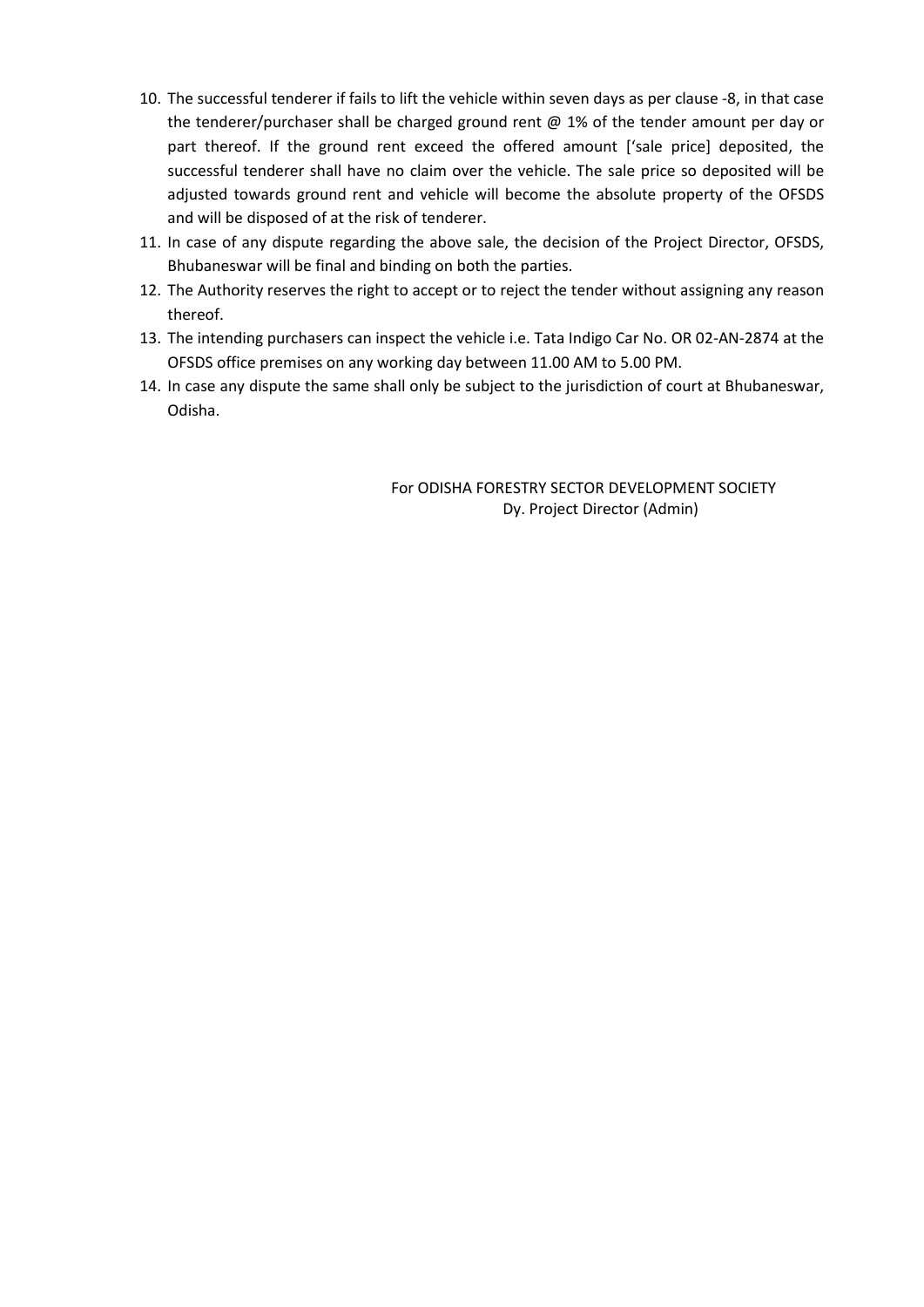10. The successful tenderer if fails to lift the vehicle within seven days as per clause -8, in that case the tenderer/purchaser shall be charged ground rent @ 1% of the tender amount per day or part thereof. If the ground rent exceed the offered amount ['sale price] deposited, the successful tenderer shall have no claim over the vehicle. The sale price so deposited will be adjusted towards ground rent and vehicle will become the absolute property of the OFSDS and will be disposed of at the risk of tenderer.
11. In case of any dispute regarding the above sale, the decision of the Project Director, OFSDS, Bhubaneswar will be final and binding on both the parties.
12. The Authority reserves the right to accept or to reject the tender without assigning any reason thereof.
13. The intending purchasers can inspect the vehicle i.e. Tata Indigo Car No. OR 02-AN-2874 at the OFSDS office premises on any working day between 11.00 AM to 5.00 PM.
14. In case any dispute the same shall only be subject to the jurisdiction of court at Bhubaneswar, Odisha.

For ODISHA FORESTRY SECTOR DEVELOPMENT SOCIETY
Dy. Project Director (Admin)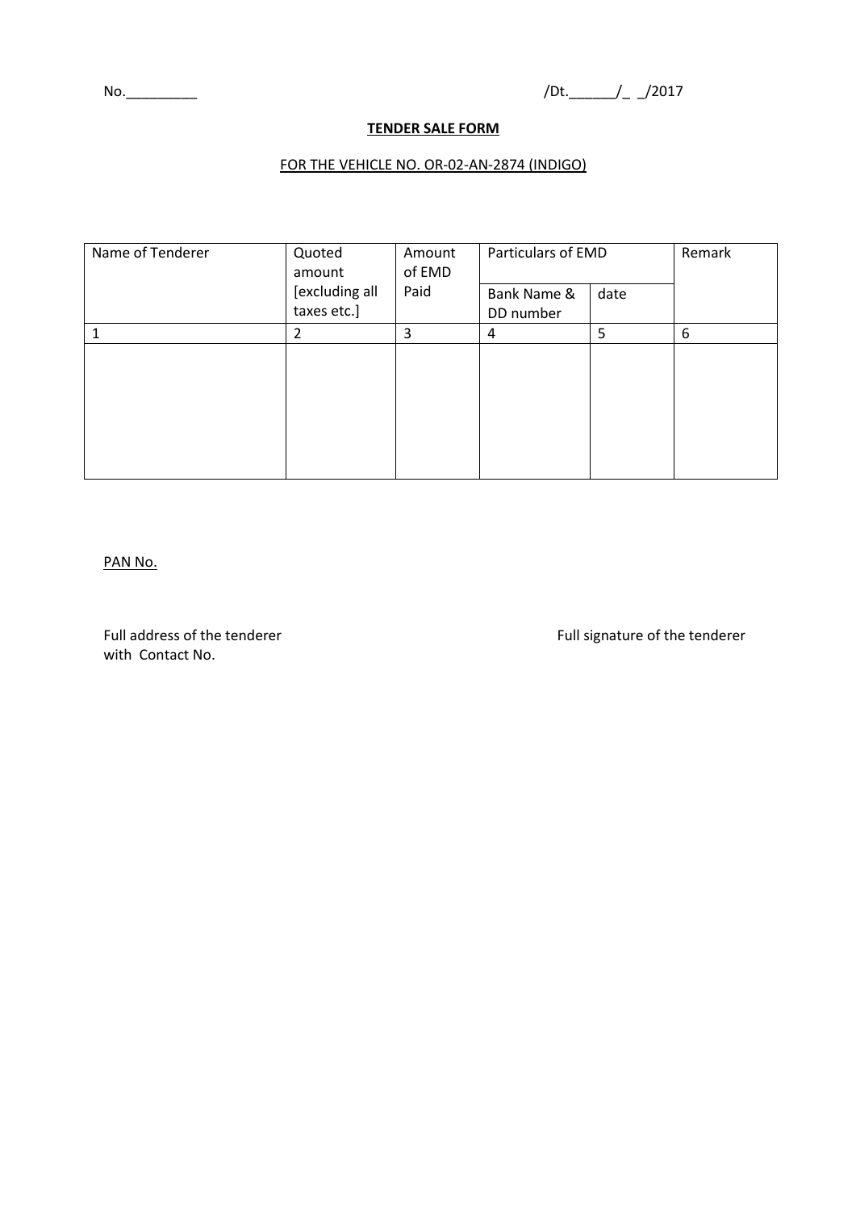No._________ /Dt.______/_ _/2017

**TENDER SALE FORM**

FOR THE VEHICLE NO. OR-02-AN-2874 (INDIGO)

| Name of Tenderer | Quoted amount [excluding all taxes etc.] | Amount of EMD Paid | Particulars of EMD | | Remark |
|---|---|---|---|---|---|
| | | | Bank Name & DD number | date | |
| 1 | 2 | 3 | 4 | 5 | 6 |
| | | | | | |

PAN No.

Full address of the tenderer with Contact No.

Full signature of the tenderer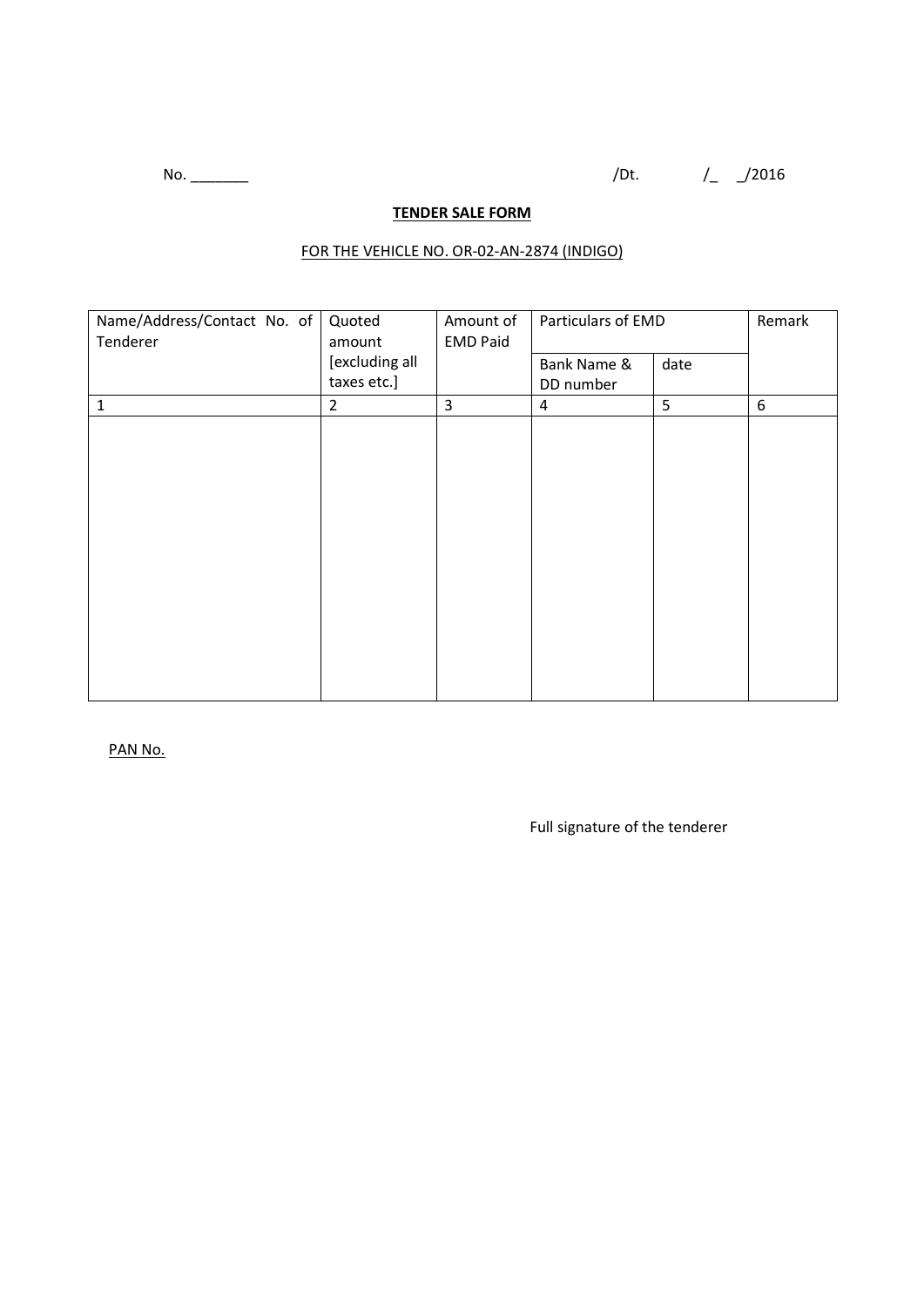No. _______ /Dt. /_ _/2016

**TENDER SALE FORM**

FOR THE VEHICLE NO. OR-02-AN-2874 (INDIGO)

| Name/Address/Contact No. of Tenderer | Quoted amount [excluding all taxes etc.] | Amount of EMD Paid | Particulars of EMD | | Remark |
|---|---|---|---|---|---|
| | | | Bank Name & DD number | date | |
| 1 | 2 | 3 | 4 | 5 | 6 |
| | | | | | |

PAN No.

Full signature of the tenderer